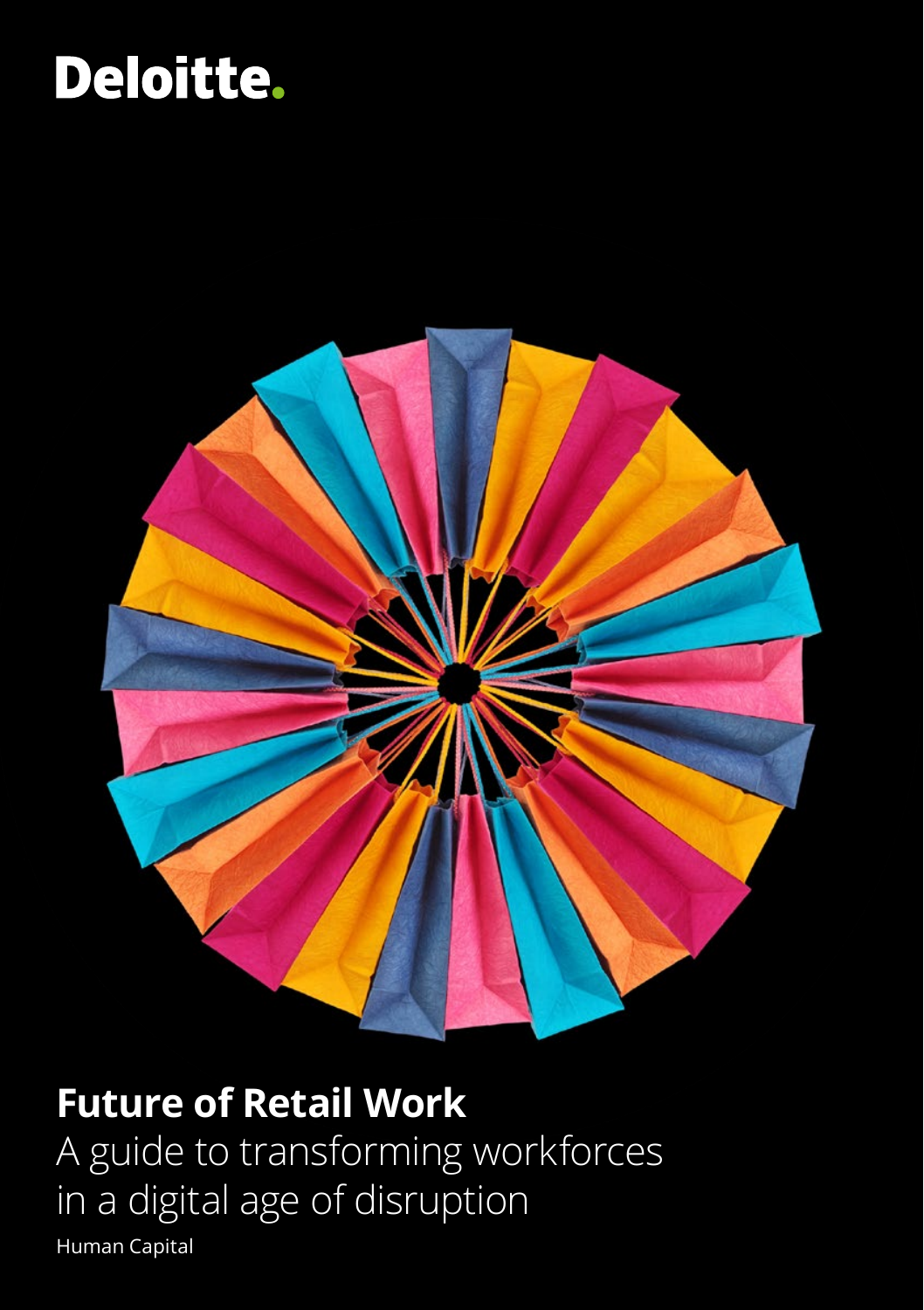Deloitte.

# Future of Retail Work

A guide to transforming workforces in a digital age of disruption

Human Capital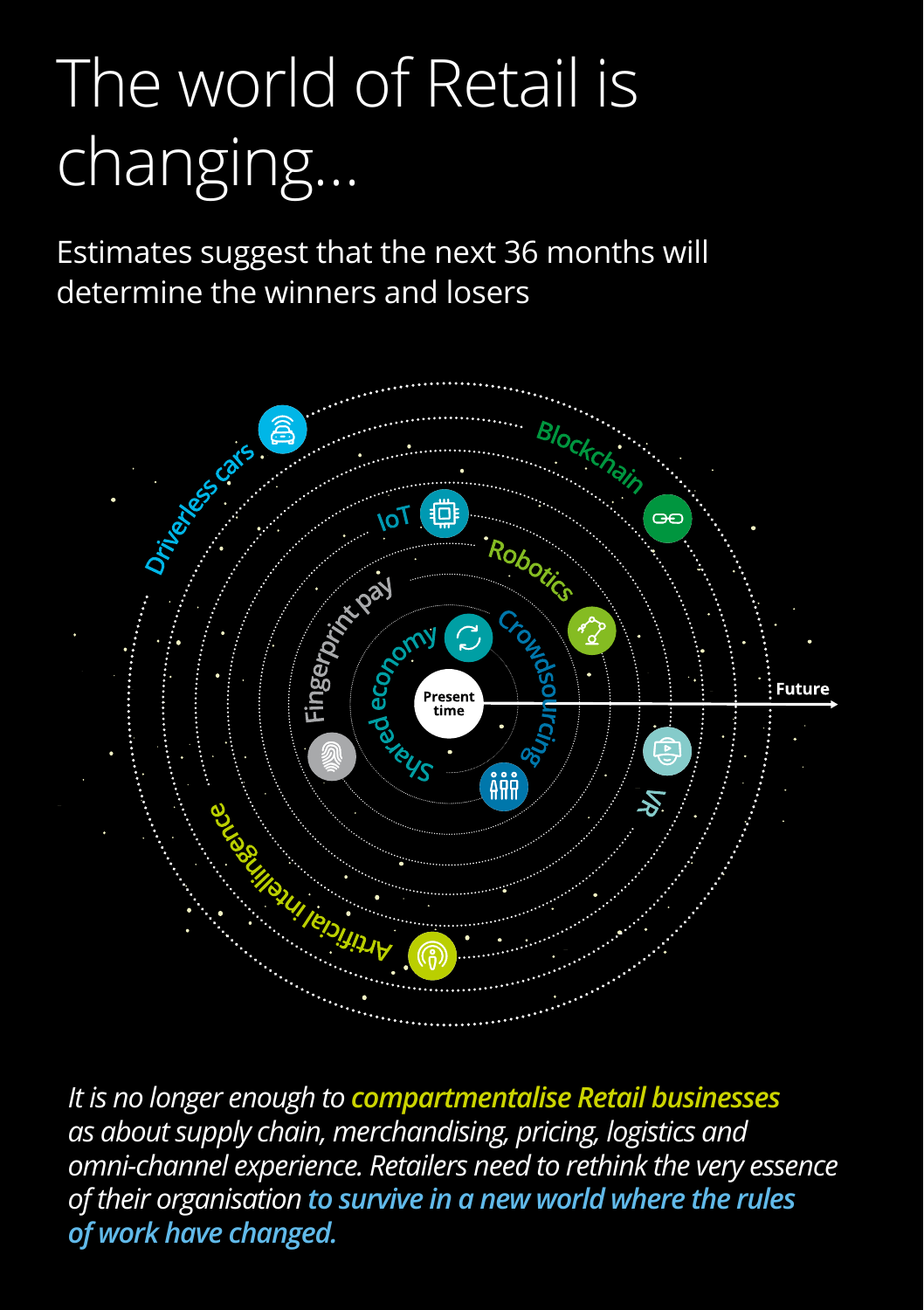# The world of Retail is changing...

Estimates suggest that the next 36 months will determine the winners and losers

Present time

Future

Shared economy

Crowdsourcing

Fingerprint pay

IoT

Robotics

Driverless cars

Blockchain

VR

Artificial intelligence

*It is no longer enough to **compartmentalise Retail businesses** as about supply chain, merchandising, pricing, logistics and omni-channel experience. Retailers need to rethink the very essence of their organisation **to survive in a new world where the rules of work have changed.***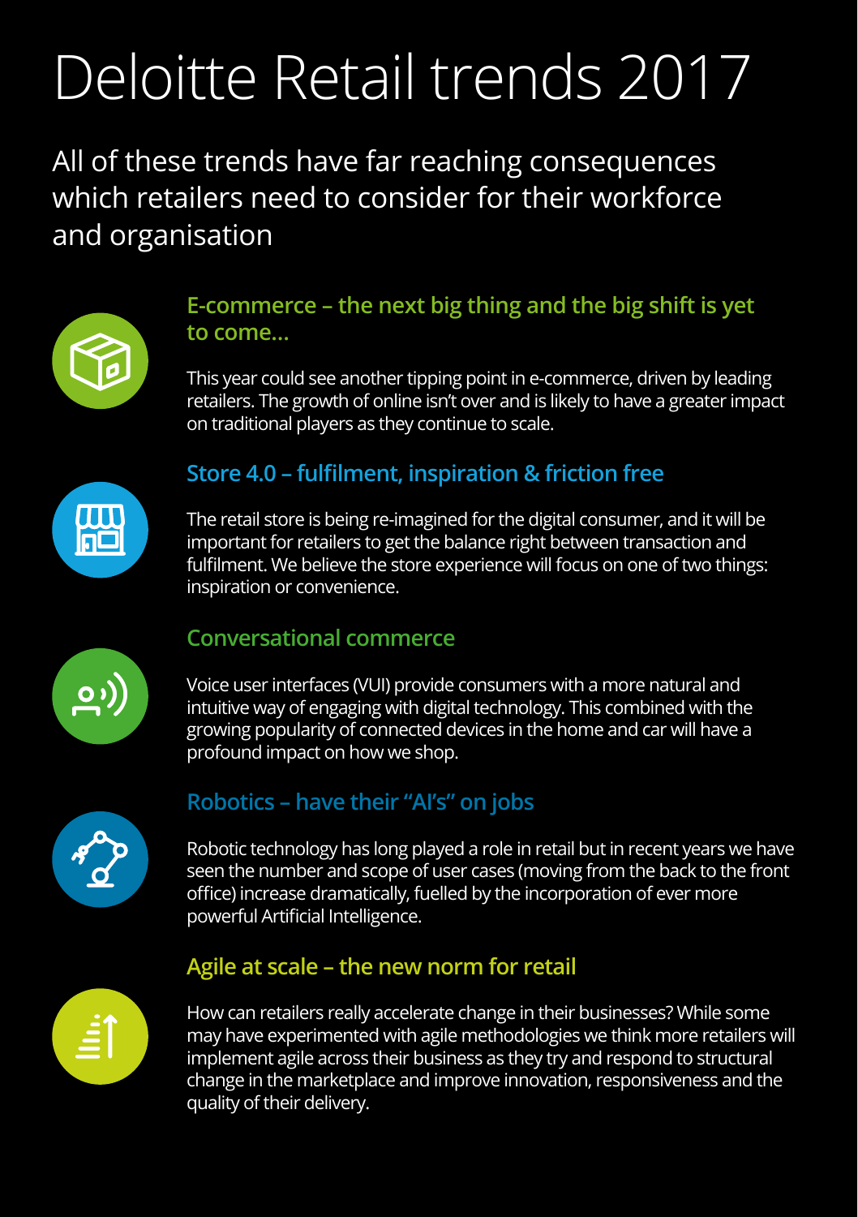# Deloitte Retail trends 2017

## All of these trends have far reaching consequences which retailers need to consider for their workforce and organisation

### E-commerce – the next big thing and the big shift is yet to come...

This year could see another tipping point in e-commerce, driven by leading retailers. The growth of online isn't over and is likely to have a greater impact on traditional players as they continue to scale.

### Store 4.0 – fulfilment, inspiration & friction free

The retail store is being re-imagined for the digital consumer, and it will be important for retailers to get the balance right between transaction and fulfilment. We believe the store experience will focus on one of two things: inspiration or convenience.

### Conversational commerce

Voice user interfaces (VUI) provide consumers with a more natural and intuitive way of engaging with digital technology. This combined with the growing popularity of connected devices in the home and car will have a profound impact on how we shop.

### Robotics – have their "AI's" on jobs

Robotic technology has long played a role in retail but in recent years we have seen the number and scope of user cases (moving from the back to the front office) increase dramatically, fuelled by the incorporation of ever more powerful Artificial Intelligence.

### Agile at scale – the new norm for retail

How can retailers really accelerate change in their businesses? While some may have experimented with agile methodologies we think more retailers will implement agile across their business as they try and respond to structural change in the marketplace and improve innovation, responsiveness and the quality of their delivery.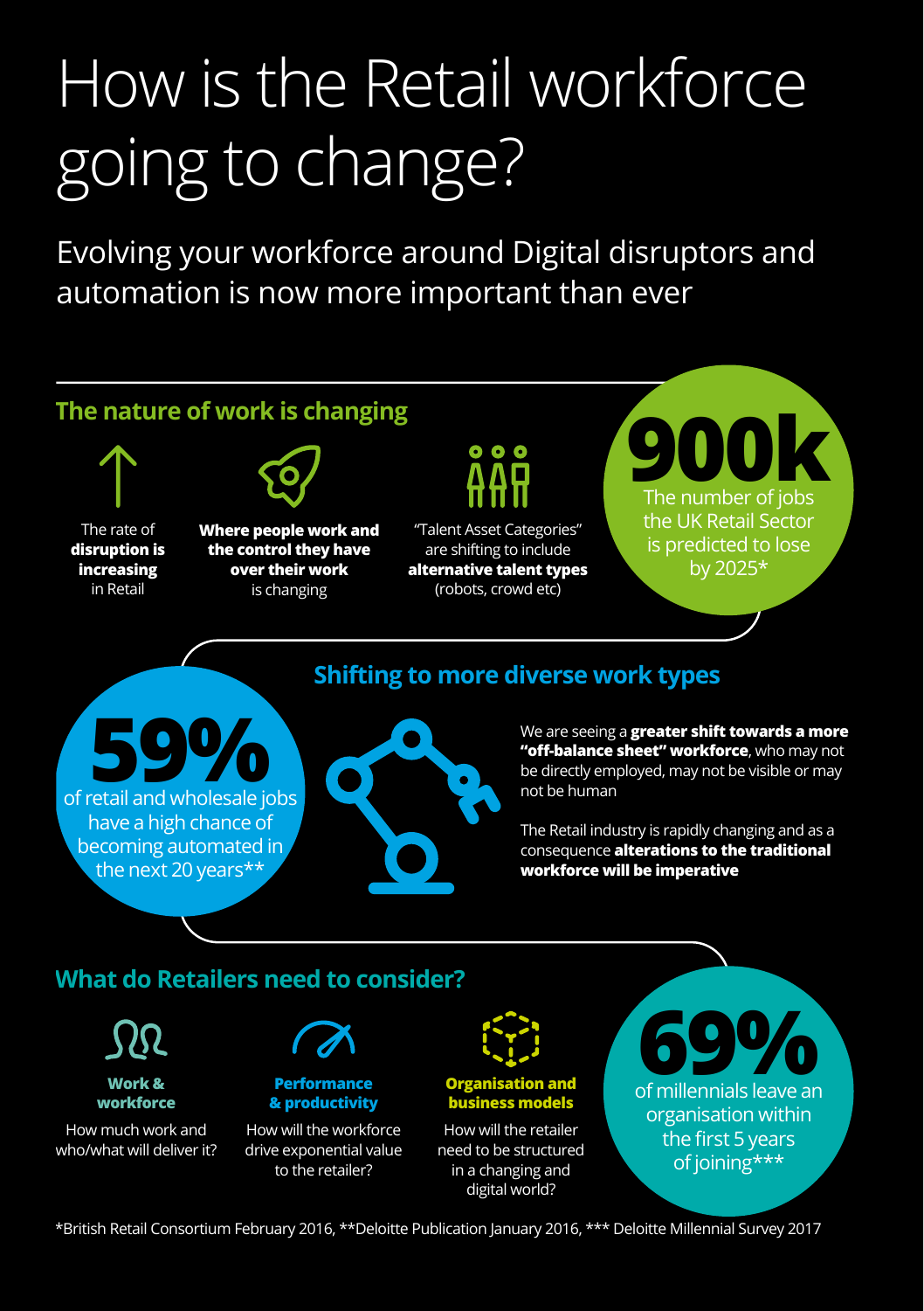# How is the Retail workforce going to change?

Evolving your workforce around Digital disruptors and automation is now more important than ever

## The nature of work is changing

The rate of **disruption is increasing** in Retail

**Where people work and the control they have over their work** is changing

"Talent Asset Categories" are shifting to include **alternative talent types** (robots, crowd etc)

**900k**

The number of jobs the UK Retail Sector is predicted to lose by 2025*

## Shifting to more diverse work types

**59%**

of retail and wholesale jobs have a high chance of becoming automated in the next 20 years**

We are seeing a **greater shift towards a more "off-balance sheet" workforce**, who may not be directly employed, may not be visible or may not be human

The Retail industry is rapidly changing and as a consequence **alterations to the traditional workforce will be imperative**

## What do Retailers need to consider?

**Work & workforce**

How much work and who/what will deliver it?

**Performance & productivity**

How will the workforce drive exponential value to the retailer?

**Organisation and business models**

How will the retailer need to be structured in a changing and digital world?

**69%**

of millennials leave an organisation within the first 5 years of joining***

*British Retail Consortium February 2016, **Deloitte Publication January 2016, *** Deloitte Millennial Survey 2017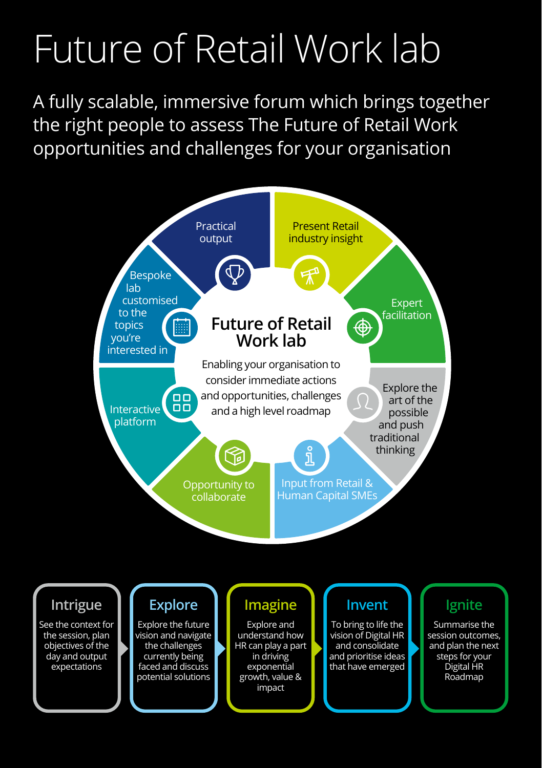# Future of Retail Work lab

A fully scalable, immersive forum which brings together the right people to assess The Future of Retail Work opportunities and challenges for your organisation

## Future of Retail Work lab

Enabling your organisation to consider immediate actions and opportunities, challenges and a high level roadmap

- Practical output
- Present Retail industry insight
- Expert facilitation
- Explore the art of the possible and push traditional thinking
- Input from Retail & Human Capital SMEs
- Opportunity to collaborate
- Interactive platform
- Bespoke lab customised to the topics you're interested in

### Intrigue

See the context for the session, plan objectives of the day and output expectations

### Explore

Explore the future vision and navigate the challenges currently being faced and discuss potential solutions

### Imagine

Explore and understand how HR can play a part in driving exponential growth, value & impact

### Invent

To bring to life the vision of Digital HR and consolidate and prioritise ideas that have emerged

### Ignite

Summarise the session outcomes, and plan the next steps for your Digital HR Roadmap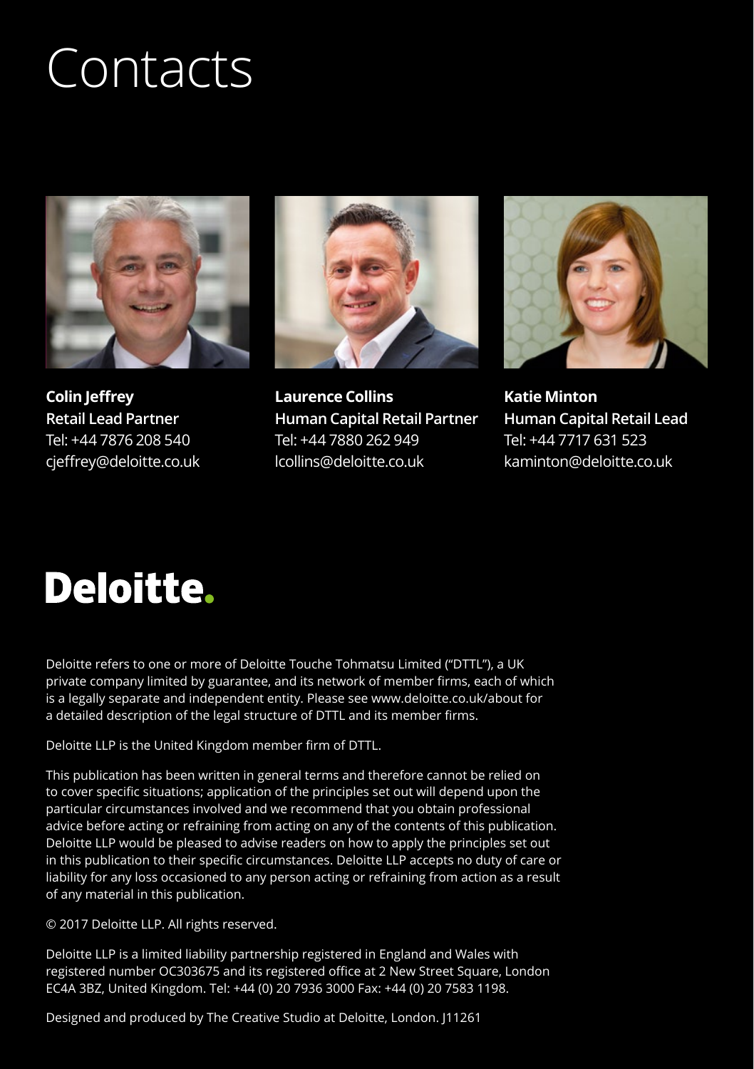# Contacts

**Colin Jeffrey**
**Retail Lead Partner**
Tel: +44 7876 208 540
cjeffrey@deloitte.co.uk

**Laurence Collins**
**Human Capital Retail Partner**
Tel: +44 7880 262 949
lcollins@deloitte.co.uk

**Katie Minton**
**Human Capital Retail Lead**
Tel: +44 7717 631 523
kaminton@deloitte.co.uk

**Deloitte.**

Deloitte refers to one or more of Deloitte Touche Tohmatsu Limited ("DTTL"), a UK private company limited by guarantee, and its network of member firms, each of which is a legally separate and independent entity. Please see www.deloitte.co.uk/about for a detailed description of the legal structure of DTTL and its member firms.

Deloitte LLP is the United Kingdom member firm of DTTL.

This publication has been written in general terms and therefore cannot be relied on to cover specific situations; application of the principles set out will depend upon the particular circumstances involved and we recommend that you obtain professional advice before acting or refraining from acting on any of the contents of this publication. Deloitte LLP would be pleased to advise readers on how to apply the principles set out in this publication to their specific circumstances. Deloitte LLP accepts no duty of care or liability for any loss occasioned to any person acting or refraining from action as a result of any material in this publication.

© 2017 Deloitte LLP. All rights reserved.

Deloitte LLP is a limited liability partnership registered in England and Wales with registered number OC303675 and its registered office at 2 New Street Square, London EC4A 3BZ, United Kingdom. Tel: +44 (0) 20 7936 3000 Fax: +44 (0) 20 7583 1198.

Designed and produced by The Creative Studio at Deloitte, London. J11261